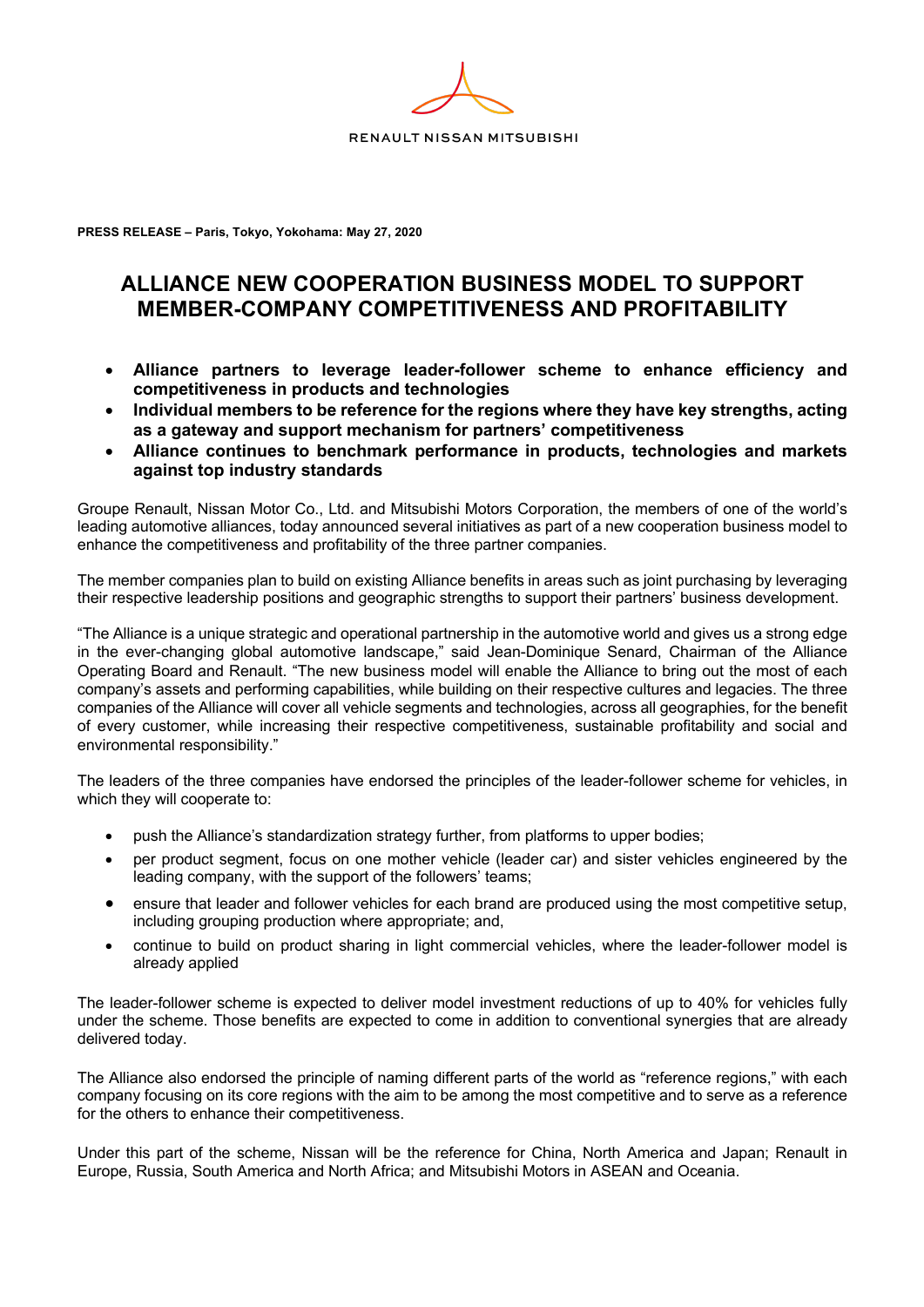RENAULT NISSAN MITSUBISHI

**PRESS RELEASE – Paris, Tokyo, Yokohama: May 27, 2020**

# ALLIANCE NEW COOPERATION BUSINESS MODEL TO SUPPORT MEMBER-COMPANY COMPETITIVENESS AND PROFITABILITY

- **Alliance partners to leverage leader-follower scheme to enhance efficiency and competitiveness in products and technologies**
- **Individual members to be reference for the regions where they have key strengths, acting as a gateway and support mechanism for partners' competitiveness**
- **Alliance continues to benchmark performance in products, technologies and markets against top industry standards**

Groupe Renault, Nissan Motor Co., Ltd. and Mitsubishi Motors Corporation, the members of one of the world's leading automotive alliances, today announced several initiatives as part of a new cooperation business model to enhance the competitiveness and profitability of the three partner companies.

The member companies plan to build on existing Alliance benefits in areas such as joint purchasing by leveraging their respective leadership positions and geographic strengths to support their partners' business development.

"The Alliance is a unique strategic and operational partnership in the automotive world and gives us a strong edge in the ever-changing global automotive landscape," said Jean-Dominique Senard, Chairman of the Alliance Operating Board and Renault. "The new business model will enable the Alliance to bring out the most of each company's assets and performing capabilities, while building on their respective cultures and legacies. The three companies of the Alliance will cover all vehicle segments and technologies, across all geographies, for the benefit of every customer, while increasing their respective competitiveness, sustainable profitability and social and environmental responsibility."

The leaders of the three companies have endorsed the principles of the leader-follower scheme for vehicles, in which they will cooperate to:

- push the Alliance's standardization strategy further, from platforms to upper bodies;
- per product segment, focus on one mother vehicle (leader car) and sister vehicles engineered by the leading company, with the support of the followers' teams;
- ensure that leader and follower vehicles for each brand are produced using the most competitive setup, including grouping production where appropriate; and,
- continue to build on product sharing in light commercial vehicles, where the leader-follower model is already applied

The leader-follower scheme is expected to deliver model investment reductions of up to 40% for vehicles fully under the scheme. Those benefits are expected to come in addition to conventional synergies that are already delivered today.

The Alliance also endorsed the principle of naming different parts of the world as "reference regions," with each company focusing on its core regions with the aim to be among the most competitive and to serve as a reference for the others to enhance their competitiveness.

Under this part of the scheme, Nissan will be the reference for China, North America and Japan; Renault in Europe, Russia, South America and North Africa; and Mitsubishi Motors in ASEAN and Oceania.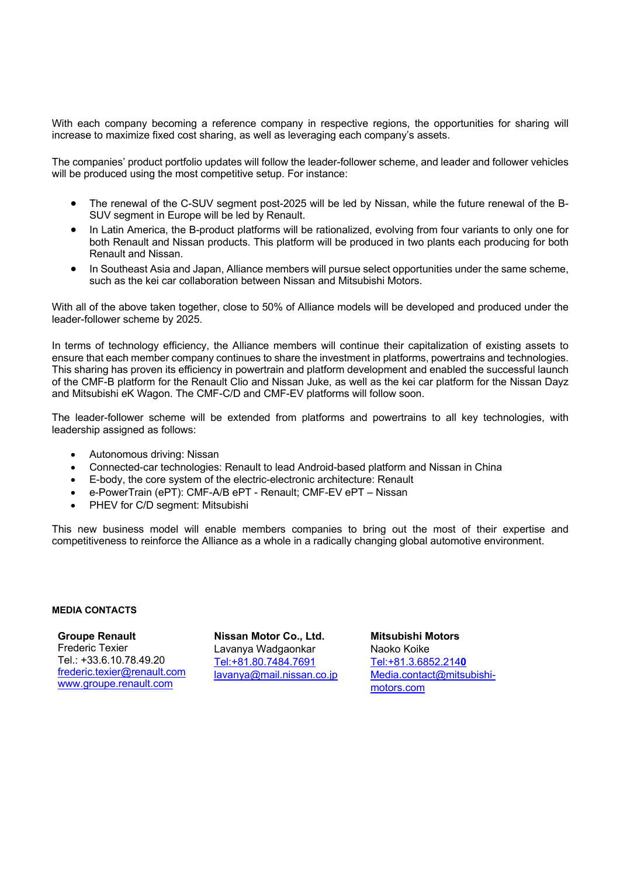With each company becoming a reference company in respective regions, the opportunities for sharing will increase to maximize fixed cost sharing, as well as leveraging each company's assets.

The companies' product portfolio updates will follow the leader-follower scheme, and leader and follower vehicles will be produced using the most competitive setup. For instance:

- The renewal of the C-SUV segment post-2025 will be led by Nissan, while the future renewal of the B-SUV segment in Europe will be led by Renault.
- In Latin America, the B-product platforms will be rationalized, evolving from four variants to only one for both Renault and Nissan products. This platform will be produced in two plants each producing for both Renault and Nissan.
- In Southeast Asia and Japan, Alliance members will pursue select opportunities under the same scheme, such as the kei car collaboration between Nissan and Mitsubishi Motors.

With all of the above taken together, close to 50% of Alliance models will be developed and produced under the leader-follower scheme by 2025.

In terms of technology efficiency, the Alliance members will continue their capitalization of existing assets to ensure that each member company continues to share the investment in platforms, powertrains and technologies. This sharing has proven its efficiency in powertrain and platform development and enabled the successful launch of the CMF-B platform for the Renault Clio and Nissan Juke, as well as the kei car platform for the Nissan Dayz and Mitsubishi eK Wagon. The CMF-C/D and CMF-EV platforms will follow soon.

The leader-follower scheme will be extended from platforms and powertrains to all key technologies, with leadership assigned as follows:

- Autonomous driving: Nissan
- Connected-car technologies: Renault to lead Android-based platform and Nissan in China
- E-body, the core system of the electric-electronic architecture: Renault
- e-PowerTrain (ePT): CMF-A/B ePT - Renault; CMF-EV ePT – Nissan
- PHEV for C/D segment: Mitsubishi

This new business model will enable members companies to bring out the most of their expertise and competitiveness to reinforce the Alliance as a whole in a radically changing global automotive environment.

**MEDIA CONTACTS**

**Groupe Renault**
Frederic Texier
Tel.: +33.6.10.78.49.20
frederic.texier@renault.com
www.groupe.renault.com

**Nissan Motor Co., Ltd.**
Lavanya Wadgaonkar
Tel:+81.80.7484.7691
lavanya@mail.nissan.co.jp

**Mitsubishi Motors**
Naoko Koike
Tel:+81.3.6852.2140
Media.contact@mitsubishi-motors.com